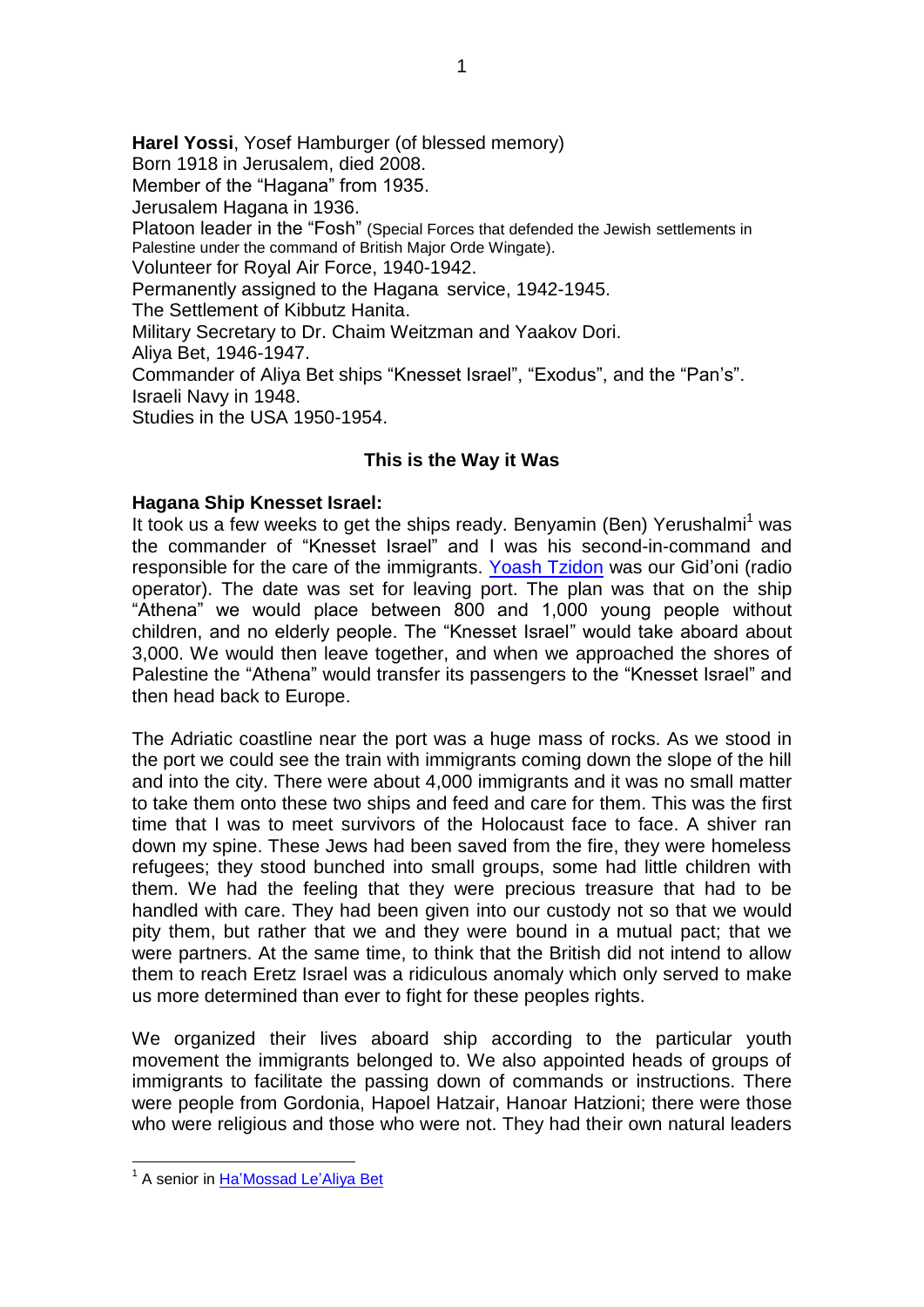**Harel Yossi**, Yosef Hamburger (of blessed memory)
Born 1918 in Jerusalem, died 2008.
Member of the "Hagana" from 1935.
Jerusalem Hagana in 1936.
Platoon leader in the "Fosh" (Special Forces that defended the Jewish settlements in Palestine under the command of British Major Orde Wingate).
Volunteer for Royal Air Force, 1940-1942.
Permanently assigned to the Hagana service, 1942-1945.
The Settlement of Kibbutz Hanita.
Military Secretary to Dr. Chaim Weitzman and Yaakov Dori.
Aliya Bet, 1946-1947.
Commander of Aliya Bet ships "Knesset Israel", "Exodus", and the "Pan's".
Israeli Navy in 1948.
Studies in the USA 1950-1954.

## This is the Way it Was

**Hagana Ship Knesset Israel:**

It took us a few weeks to get the ships ready. Benyamin (Ben) Yerushalmi[1] was the commander of "Knesset Israel" and I was his second-in-command and responsible for the care of the immigrants. Yoash Tzidon was our Gid'oni (radio operator). The date was set for leaving port. The plan was that on the ship "Athena" we would place between 800 and 1,000 young people without children, and no elderly people. The "Knesset Israel" would take aboard about 3,000. We would then leave together, and when we approached the shores of Palestine the "Athena" would transfer its passengers to the "Knesset Israel" and then head back to Europe.

The Adriatic coastline near the port was a huge mass of rocks. As we stood in the port we could see the train with immigrants coming down the slope of the hill and into the city. There were about 4,000 immigrants and it was no small matter to take them onto these two ships and feed and care for them. This was the first time that I was to meet survivors of the Holocaust face to face. A shiver ran down my spine. These Jews had been saved from the fire, they were homeless refugees; they stood bunched into small groups, some had little children with them. We had the feeling that they were precious treasure that had to be handled with care. They had been given into our custody not so that we would pity them, but rather that we and they were bound in a mutual pact; that we were partners. At the same time, to think that the British did not intend to allow them to reach Eretz Israel was a ridiculous anomaly which only served to make us more determined than ever to fight for these peoples rights.

We organized their lives aboard ship according to the particular youth movement the immigrants belonged to. We also appointed heads of groups of immigrants to facilitate the passing down of commands or instructions. There were people from Gordonia, Hapoel Hatzair, Hanoar Hatzioni; there were those who were religious and those who were not. They had their own natural leaders

[1] A senior in Ha'Mossad Le'Aliya Bet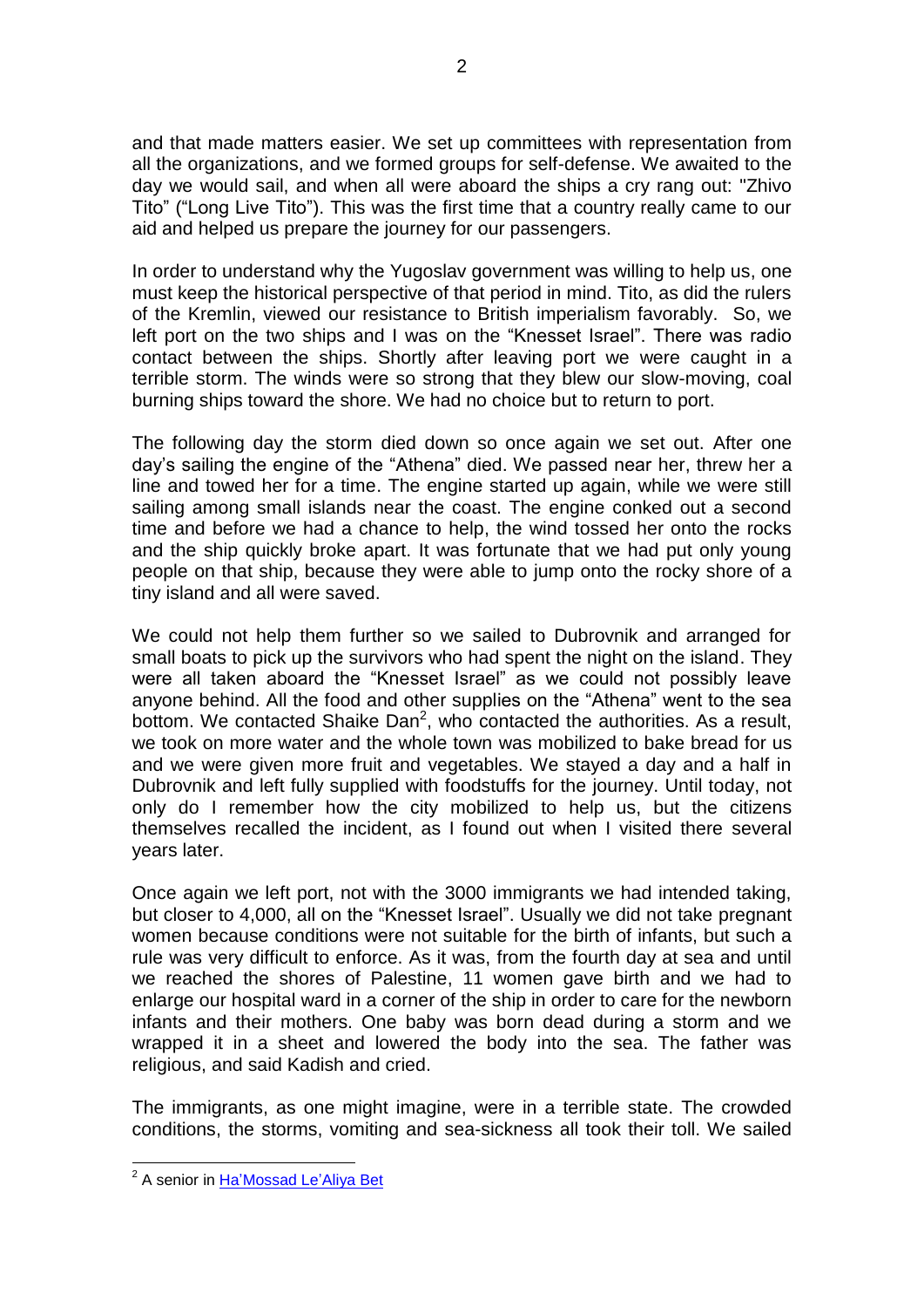and that made matters easier. We set up committees with representation from all the organizations, and we formed groups for self-defense. We awaited to the day we would sail, and when all were aboard the ships a cry rang out: "Zhivo Tito" ("Long Live Tito"). This was the first time that a country really came to our aid and helped us prepare the journey for our passengers.

In order to understand why the Yugoslav government was willing to help us, one must keep the historical perspective of that period in mind. Tito, as did the rulers of the Kremlin, viewed our resistance to British imperialism favorably. So, we left port on the two ships and I was on the "Knesset Israel". There was radio contact between the ships. Shortly after leaving port we were caught in a terrible storm. The winds were so strong that they blew our slow-moving, coal burning ships toward the shore. We had no choice but to return to port.

The following day the storm died down so once again we set out. After one day's sailing the engine of the "Athena" died. We passed near her, threw her a line and towed her for a time. The engine started up again, while we were still sailing among small islands near the coast. The engine conked out a second time and before we had a chance to help, the wind tossed her onto the rocks and the ship quickly broke apart. It was fortunate that we had put only young people on that ship, because they were able to jump onto the rocky shore of a tiny island and all were saved.

We could not help them further so we sailed to Dubrovnik and arranged for small boats to pick up the survivors who had spent the night on the island. They were all taken aboard the "Knesset Israel" as we could not possibly leave anyone behind. All the food and other supplies on the "Athena" went to the sea bottom. We contacted Shaike Dan[2], who contacted the authorities. As a result, we took on more water and the whole town was mobilized to bake bread for us and we were given more fruit and vegetables. We stayed a day and a half in Dubrovnik and left fully supplied with foodstuffs for the journey. Until today, not only do I remember how the city mobilized to help us, but the citizens themselves recalled the incident, as I found out when I visited there several years later.

Once again we left port, not with the 3000 immigrants we had intended taking, but closer to 4,000, all on the "Knesset Israel". Usually we did not take pregnant women because conditions were not suitable for the birth of infants, but such a rule was very difficult to enforce. As it was, from the fourth day at sea and until we reached the shores of Palestine, 11 women gave birth and we had to enlarge our hospital ward in a corner of the ship in order to care for the newborn infants and their mothers. One baby was born dead during a storm and we wrapped it in a sheet and lowered the body into the sea. The father was religious, and said Kadish and cried.

The immigrants, as one might imagine, were in a terrible state. The crowded conditions, the storms, vomiting and sea-sickness all took their toll. We sailed

[2] A senior in Ha'Mossad Le'Aliya Bet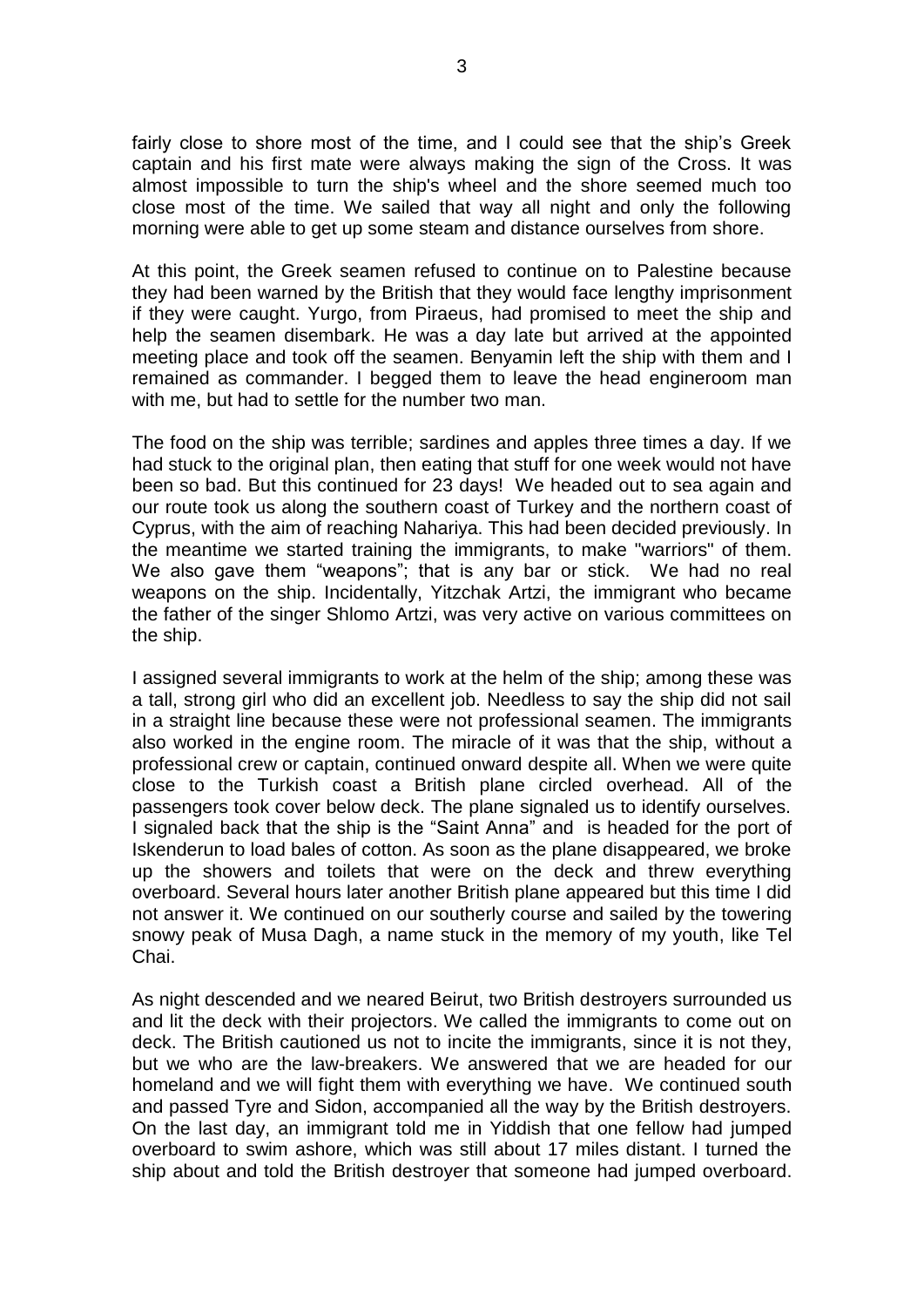fairly close to shore most of the time, and I could see that the ship's Greek captain and his first mate were always making the sign of the Cross. It was almost impossible to turn the ship's wheel and the shore seemed much too close most of the time. We sailed that way all night and only the following morning were able to get up some steam and distance ourselves from shore.

At this point, the Greek seamen refused to continue on to Palestine because they had been warned by the British that they would face lengthy imprisonment if they were caught. Yurgo, from Piraeus, had promised to meet the ship and help the seamen disembark. He was a day late but arrived at the appointed meeting place and took off the seamen. Benyamin left the ship with them and I remained as commander. I begged them to leave the head engineroom man with me, but had to settle for the number two man.

The food on the ship was terrible; sardines and apples three times a day. If we had stuck to the original plan, then eating that stuff for one week would not have been so bad. But this continued for 23 days! We headed out to sea again and our route took us along the southern coast of Turkey and the northern coast of Cyprus, with the aim of reaching Nahariya. This had been decided previously. In the meantime we started training the immigrants, to make "warriors" of them. We also gave them "weapons"; that is any bar or stick. We had no real weapons on the ship. Incidentally, Yitzchak Artzi, the immigrant who became the father of the singer Shlomo Artzi, was very active on various committees on the ship.

I assigned several immigrants to work at the helm of the ship; among these was a tall, strong girl who did an excellent job. Needless to say the ship did not sail in a straight line because these were not professional seamen. The immigrants also worked in the engine room. The miracle of it was that the ship, without a professional crew or captain, continued onward despite all. When we were quite close to the Turkish coast a British plane circled overhead. All of the passengers took cover below deck. The plane signaled us to identify ourselves. I signaled back that the ship is the "Saint Anna" and is headed for the port of Iskenderun to load bales of cotton. As soon as the plane disappeared, we broke up the showers and toilets that were on the deck and threw everything overboard. Several hours later another British plane appeared but this time I did not answer it. We continued on our southerly course and sailed by the towering snowy peak of Musa Dagh, a name stuck in the memory of my youth, like Tel Chai.

As night descended and we neared Beirut, two British destroyers surrounded us and lit the deck with their projectors. We called the immigrants to come out on deck. The British cautioned us not to incite the immigrants, since it is not they, but we who are the law-breakers. We answered that we are headed for our homeland and we will fight them with everything we have. We continued south and passed Tyre and Sidon, accompanied all the way by the British destroyers. On the last day, an immigrant told me in Yiddish that one fellow had jumped overboard to swim ashore, which was still about 17 miles distant. I turned the ship about and told the British destroyer that someone had jumped overboard.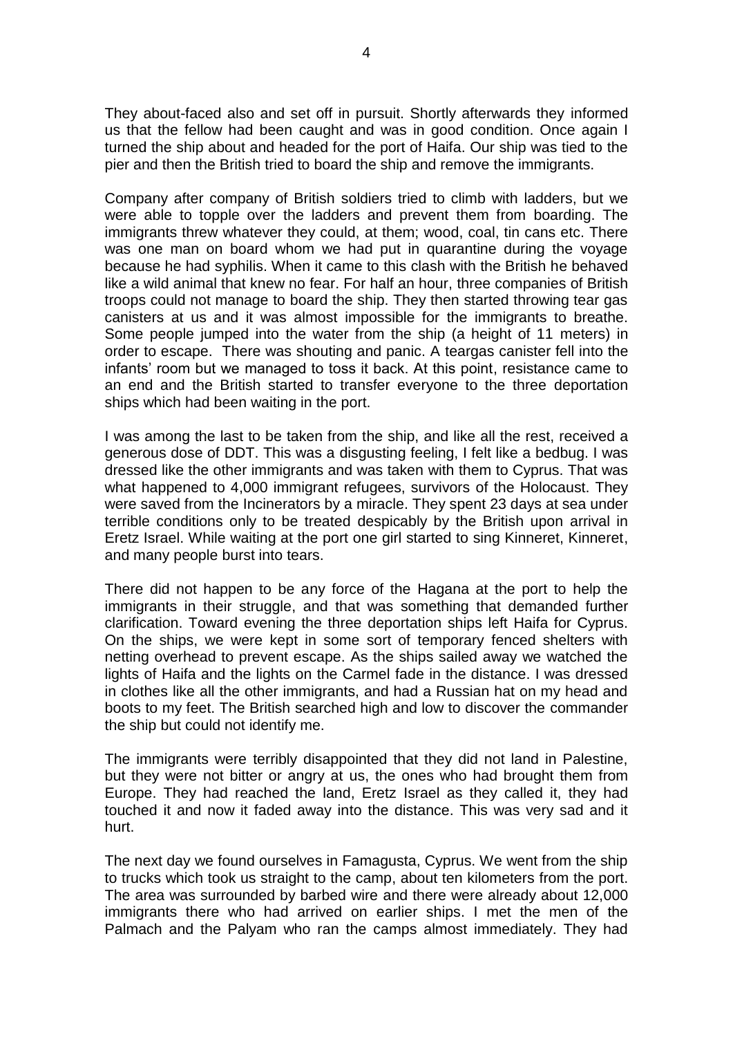They about-faced also and set off in pursuit. Shortly afterwards they informed us that the fellow had been caught and was in good condition. Once again I turned the ship about and headed for the port of Haifa. Our ship was tied to the pier and then the British tried to board the ship and remove the immigrants.

Company after company of British soldiers tried to climb with ladders, but we were able to topple over the ladders and prevent them from boarding. The immigrants threw whatever they could, at them; wood, coal, tin cans etc. There was one man on board whom we had put in quarantine during the voyage because he had syphilis. When it came to this clash with the British he behaved like a wild animal that knew no fear. For half an hour, three companies of British troops could not manage to board the ship. They then started throwing tear gas canisters at us and it was almost impossible for the immigrants to breathe. Some people jumped into the water from the ship (a height of 11 meters) in order to escape. There was shouting and panic. A teargas canister fell into the infants' room but we managed to toss it back. At this point, resistance came to an end and the British started to transfer everyone to the three deportation ships which had been waiting in the port.

I was among the last to be taken from the ship, and like all the rest, received a generous dose of DDT. This was a disgusting feeling, I felt like a bedbug. I was dressed like the other immigrants and was taken with them to Cyprus. That was what happened to 4,000 immigrant refugees, survivors of the Holocaust. They were saved from the Incinerators by a miracle. They spent 23 days at sea under terrible conditions only to be treated despicably by the British upon arrival in Eretz Israel. While waiting at the port one girl started to sing Kinneret, Kinneret, and many people burst into tears.

There did not happen to be any force of the Hagana at the port to help the immigrants in their struggle, and that was something that demanded further clarification. Toward evening the three deportation ships left Haifa for Cyprus. On the ships, we were kept in some sort of temporary fenced shelters with netting overhead to prevent escape. As the ships sailed away we watched the lights of Haifa and the lights on the Carmel fade in the distance. I was dressed in clothes like all the other immigrants, and had a Russian hat on my head and boots to my feet. The British searched high and low to discover the commander the ship but could not identify me.

The immigrants were terribly disappointed that they did not land in Palestine, but they were not bitter or angry at us, the ones who had brought them from Europe. They had reached the land, Eretz Israel as they called it, they had touched it and now it faded away into the distance. This was very sad and it hurt.

The next day we found ourselves in Famagusta, Cyprus. We went from the ship to trucks which took us straight to the camp, about ten kilometers from the port. The area was surrounded by barbed wire and there were already about 12,000 immigrants there who had arrived on earlier ships. I met the men of the Palmach and the Palyam who ran the camps almost immediately. They had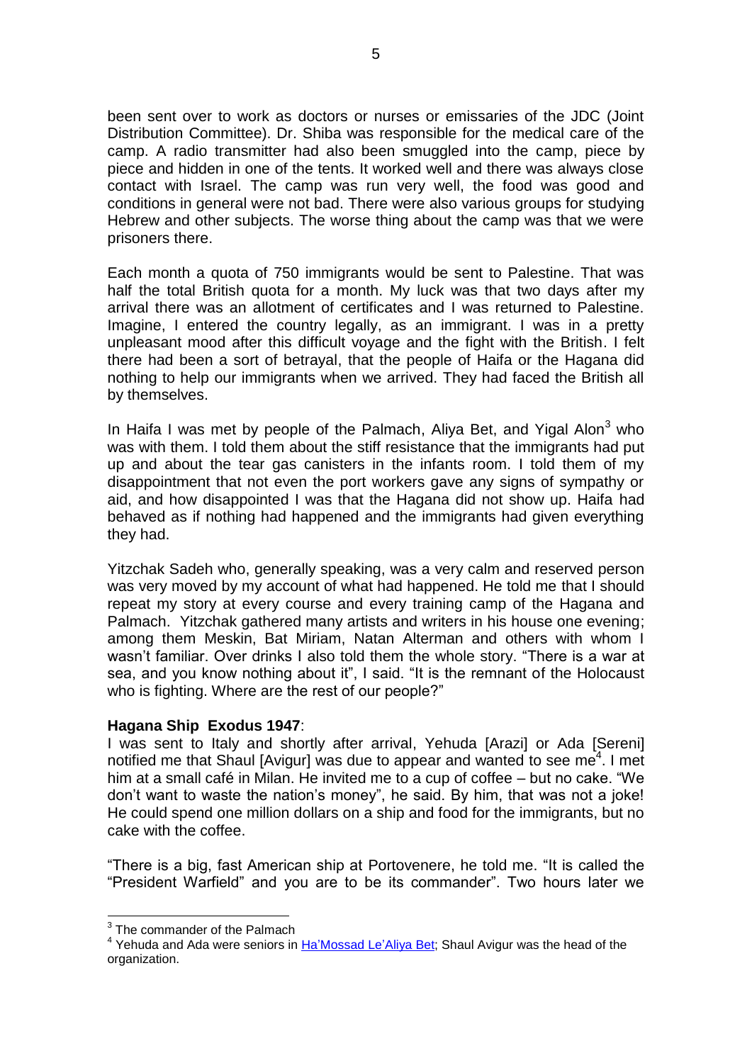been sent over to work as doctors or nurses or emissaries of the JDC (Joint Distribution Committee). Dr. Shiba was responsible for the medical care of the camp. A radio transmitter had also been smuggled into the camp, piece by piece and hidden in one of the tents. It worked well and there was always close contact with Israel. The camp was run very well, the food was good and conditions in general were not bad. There were also various groups for studying Hebrew and other subjects. The worse thing about the camp was that we were prisoners there.

Each month a quota of 750 immigrants would be sent to Palestine. That was half the total British quota for a month. My luck was that two days after my arrival there was an allotment of certificates and I was returned to Palestine. Imagine, I entered the country legally, as an immigrant. I was in a pretty unpleasant mood after this difficult voyage and the fight with the British. I felt there had been a sort of betrayal, that the people of Haifa or the Hagana did nothing to help our immigrants when we arrived. They had faced the British all by themselves.

In Haifa I was met by people of the Palmach, Aliya Bet, and Yigal Alon[3] who was with them. I told them about the stiff resistance that the immigrants had put up and about the tear gas canisters in the infants room. I told them of my disappointment that not even the port workers gave any signs of sympathy or aid, and how disappointed I was that the Hagana did not show up. Haifa had behaved as if nothing had happened and the immigrants had given everything they had.

Yitzchak Sadeh who, generally speaking, was a very calm and reserved person was very moved by my account of what had happened. He told me that I should repeat my story at every course and every training camp of the Hagana and Palmach. Yitzchak gathered many artists and writers in his house one evening; among them Meskin, Bat Miriam, Natan Alterman and others with whom I wasn't familiar. Over drinks I also told them the whole story. "There is a war at sea, and you know nothing about it", I said. "It is the remnant of the Holocaust who is fighting. Where are the rest of our people?"

**Hagana Ship Exodus 1947**:

I was sent to Italy and shortly after arrival, Yehuda [Arazi] or Ada [Sereni] notified me that Shaul [Avigur] was due to appear and wanted to see me[4]. I met him at a small café in Milan. He invited me to a cup of coffee – but no cake. "We don't want to waste the nation's money", he said. By him, that was not a joke! He could spend one million dollars on a ship and food for the immigrants, but no cake with the coffee.

"There is a big, fast American ship at Portovenere, he told me. "It is called the "President Warfield" and you are to be its commander". Two hours later we

---

[3] The commander of the Palmach

[4] Yehuda and Ada were seniors in Ha'Mossad Le'Aliya Bet; Shaul Avigur was the head of the organization.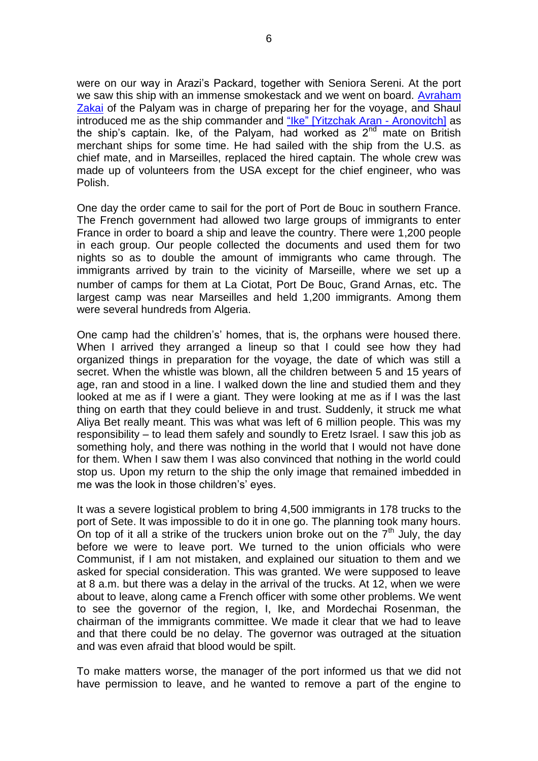were on our way in Arazi's Packard, together with Seniora Sereni. At the port we saw this ship with an immense smokestack and we went on board. Avraham Zakai of the Palyam was in charge of preparing her for the voyage, and Shaul introduced me as the ship commander and "Ike" [Yitzchak Aran - Aronovitch] as the ship's captain. Ike, of the Palyam, had worked as 2nd mate on British merchant ships for some time. He had sailed with the ship from the U.S. as chief mate, and in Marseilles, replaced the hired captain. The whole crew was made up of volunteers from the USA except for the chief engineer, who was Polish.

One day the order came to sail for the port of Port de Bouc in southern France. The French government had allowed two large groups of immigrants to enter France in order to board a ship and leave the country. There were 1,200 people in each group. Our people collected the documents and used them for two nights so as to double the amount of immigrants who came through. The immigrants arrived by train to the vicinity of Marseille, where we set up a number of camps for them at La Ciotat, Port De Bouc, Grand Arnas, etc. The largest camp was near Marseilles and held 1,200 immigrants. Among them were several hundreds from Algeria.

One camp had the children's' homes, that is, the orphans were housed there. When I arrived they arranged a lineup so that I could see how they had organized things in preparation for the voyage, the date of which was still a secret. When the whistle was blown, all the children between 5 and 15 years of age, ran and stood in a line. I walked down the line and studied them and they looked at me as if I were a giant. They were looking at me as if I was the last thing on earth that they could believe in and trust. Suddenly, it struck me what Aliya Bet really meant. This was what was left of 6 million people. This was my responsibility – to lead them safely and soundly to Eretz Israel. I saw this job as something holy, and there was nothing in the world that I would not have done for them. When I saw them I was also convinced that nothing in the world could stop us. Upon my return to the ship the only image that remained imbedded in me was the look in those children's' eyes.

It was a severe logistical problem to bring 4,500 immigrants in 178 trucks to the port of Sete. It was impossible to do it in one go. The planning took many hours. On top of it all a strike of the truckers union broke out on the 7th July, the day before we were to leave port. We turned to the union officials who were Communist, if I am not mistaken, and explained our situation to them and we asked for special consideration. This was granted. We were supposed to leave at 8 a.m. but there was a delay in the arrival of the trucks. At 12, when we were about to leave, along came a French officer with some other problems. We went to see the governor of the region, I, Ike, and Mordechai Rosenman, the chairman of the immigrants committee. We made it clear that we had to leave and that there could be no delay. The governor was outraged at the situation and was even afraid that blood would be spilt.

To make matters worse, the manager of the port informed us that we did not have permission to leave, and he wanted to remove a part of the engine to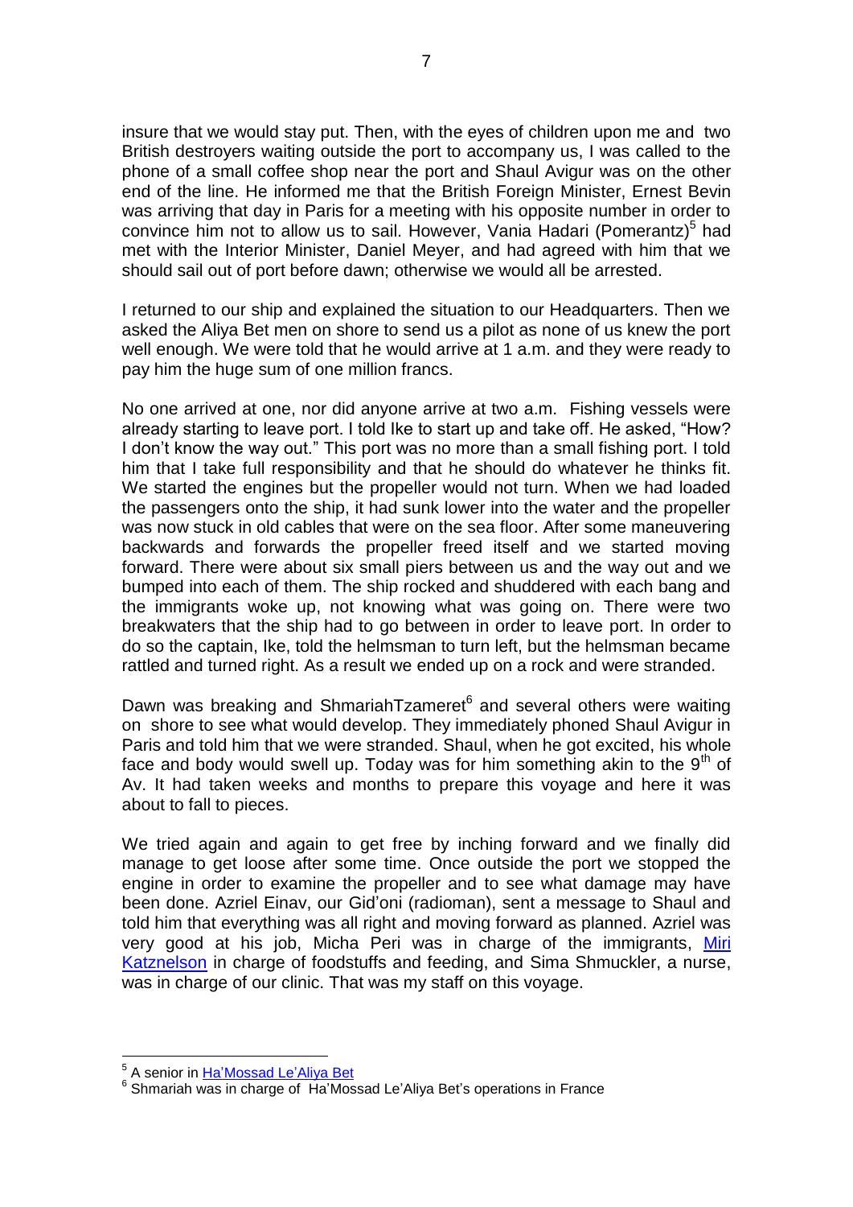insure that we would stay put. Then, with the eyes of children upon me and two British destroyers waiting outside the port to accompany us, I was called to the phone of a small coffee shop near the port and Shaul Avigur was on the other end of the line. He informed me that the British Foreign Minister, Ernest Bevin was arriving that day in Paris for a meeting with his opposite number in order to convince him not to allow us to sail. However, Vania Hadari (Pomerantz)[5] had met with the Interior Minister, Daniel Meyer, and had agreed with him that we should sail out of port before dawn; otherwise we would all be arrested.

I returned to our ship and explained the situation to our Headquarters. Then we asked the Aliya Bet men on shore to send us a pilot as none of us knew the port well enough. We were told that he would arrive at 1 a.m. and they were ready to pay him the huge sum of one million francs.

No one arrived at one, nor did anyone arrive at two a.m. Fishing vessels were already starting to leave port. I told Ike to start up and take off. He asked, "How? I don't know the way out." This port was no more than a small fishing port. I told him that I take full responsibility and that he should do whatever he thinks fit. We started the engines but the propeller would not turn. When we had loaded the passengers onto the ship, it had sunk lower into the water and the propeller was now stuck in old cables that were on the sea floor. After some maneuvering backwards and forwards the propeller freed itself and we started moving forward. There were about six small piers between us and the way out and we bumped into each of them. The ship rocked and shuddered with each bang and the immigrants woke up, not knowing what was going on. There were two breakwaters that the ship had to go between in order to leave port. In order to do so the captain, Ike, told the helmsman to turn left, but the helmsman became rattled and turned right. As a result we ended up on a rock and were stranded.

Dawn was breaking and ShmariahTzameret[6] and several others were waiting on shore to see what would develop. They immediately phoned Shaul Avigur in Paris and told him that we were stranded. Shaul, when he got excited, his whole face and body would swell up. Today was for him something akin to the 9th of Av. It had taken weeks and months to prepare this voyage and here it was about to fall to pieces.

We tried again and again to get free by inching forward and we finally did manage to get loose after some time. Once outside the port we stopped the engine in order to examine the propeller and to see what damage may have been done. Azriel Einav, our Gid'oni (radioman), sent a message to Shaul and told him that everything was all right and moving forward as planned. Azriel was very good at his job, Micha Peri was in charge of the immigrants, Miri Katznelson in charge of foodstuffs and feeding, and Sima Shmuckler, a nurse, was in charge of our clinic. That was my staff on this voyage.

---

[5] A senior in Ha'Mossad Le'Aliya Bet

[6] Shmariah was in charge of Ha'Mossad Le'Aliya Bet's operations in France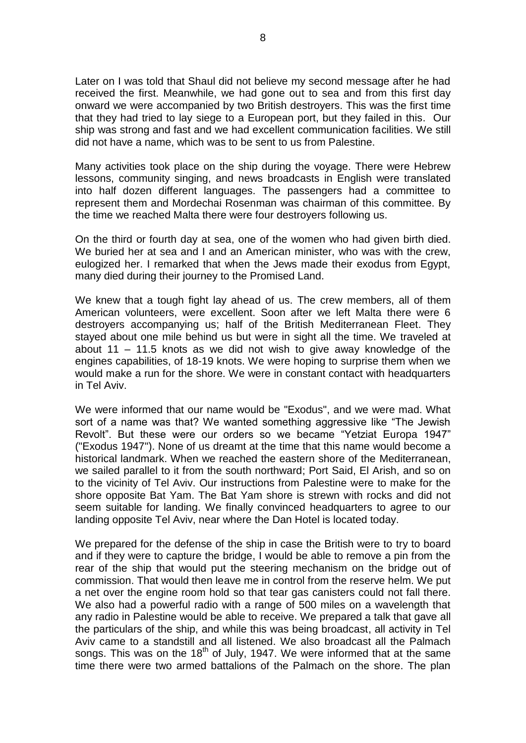Later on I was told that Shaul did not believe my second message after he had received the first. Meanwhile, we had gone out to sea and from this first day onward we were accompanied by two British destroyers. This was the first time that they had tried to lay siege to a European port, but they failed in this. Our ship was strong and fast and we had excellent communication facilities. We still did not have a name, which was to be sent to us from Palestine.

Many activities took place on the ship during the voyage. There were Hebrew lessons, community singing, and news broadcasts in English were translated into half dozen different languages. The passengers had a committee to represent them and Mordechai Rosenman was chairman of this committee. By the time we reached Malta there were four destroyers following us.

On the third or fourth day at sea, one of the women who had given birth died. We buried her at sea and I and an American minister, who was with the crew, eulogized her. I remarked that when the Jews made their exodus from Egypt, many died during their journey to the Promised Land.

We knew that a tough fight lay ahead of us. The crew members, all of them American volunteers, were excellent. Soon after we left Malta there were 6 destroyers accompanying us; half of the British Mediterranean Fleet. They stayed about one mile behind us but were in sight all the time. We traveled at about 11 – 11.5 knots as we did not wish to give away knowledge of the engines capabilities, of 18-19 knots. We were hoping to surprise them when we would make a run for the shore. We were in constant contact with headquarters in Tel Aviv.

We were informed that our name would be "Exodus", and we were mad. What sort of a name was that? We wanted something aggressive like "The Jewish Revolt". But these were our orders so we became "Yetziat Europa 1947" ("Exodus 1947"). None of us dreamt at the time that this name would become a historical landmark. When we reached the eastern shore of the Mediterranean, we sailed parallel to it from the south northward; Port Said, El Arish, and so on to the vicinity of Tel Aviv. Our instructions from Palestine were to make for the shore opposite Bat Yam. The Bat Yam shore is strewn with rocks and did not seem suitable for landing. We finally convinced headquarters to agree to our landing opposite Tel Aviv, near where the Dan Hotel is located today.

We prepared for the defense of the ship in case the British were to try to board and if they were to capture the bridge, I would be able to remove a pin from the rear of the ship that would put the steering mechanism on the bridge out of commission. That would then leave me in control from the reserve helm. We put a net over the engine room hold so that tear gas canisters could not fall there. We also had a powerful radio with a range of 500 miles on a wavelength that any radio in Palestine would be able to receive. We prepared a talk that gave all the particulars of the ship, and while this was being broadcast, all activity in Tel Aviv came to a standstill and all listened. We also broadcast all the Palmach songs. This was on the 18th of July, 1947. We were informed that at the same time there were two armed battalions of the Palmach on the shore. The plan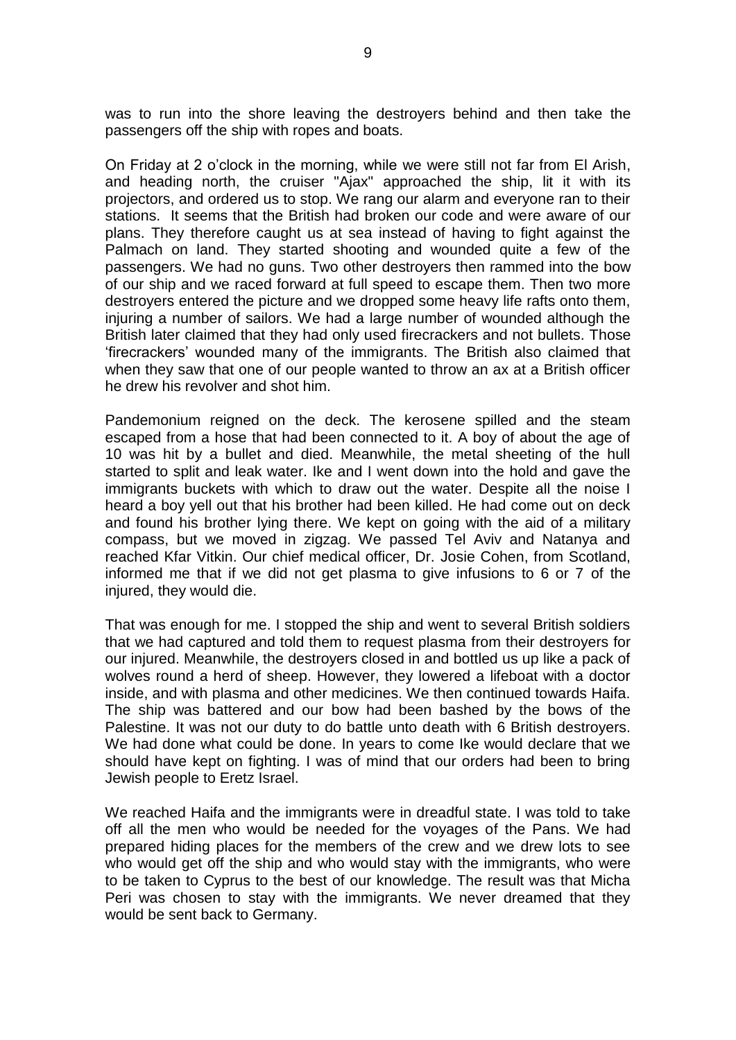was to run into the shore leaving the destroyers behind and then take the passengers off the ship with ropes and boats.

On Friday at 2 o'clock in the morning, while we were still not far from El Arish, and heading north, the cruiser "Ajax" approached the ship, lit it with its projectors, and ordered us to stop. We rang our alarm and everyone ran to their stations. It seems that the British had broken our code and were aware of our plans. They therefore caught us at sea instead of having to fight against the Palmach on land. They started shooting and wounded quite a few of the passengers. We had no guns. Two other destroyers then rammed into the bow of our ship and we raced forward at full speed to escape them. Then two more destroyers entered the picture and we dropped some heavy life rafts onto them, injuring a number of sailors. We had a large number of wounded although the British later claimed that they had only used firecrackers and not bullets. Those 'firecrackers' wounded many of the immigrants. The British also claimed that when they saw that one of our people wanted to throw an ax at a British officer he drew his revolver and shot him.

Pandemonium reigned on the deck. The kerosene spilled and the steam escaped from a hose that had been connected to it. A boy of about the age of 10 was hit by a bullet and died. Meanwhile, the metal sheeting of the hull started to split and leak water. Ike and I went down into the hold and gave the immigrants buckets with which to draw out the water. Despite all the noise I heard a boy yell out that his brother had been killed. He had come out on deck and found his brother lying there. We kept on going with the aid of a military compass, but we moved in zigzag. We passed Tel Aviv and Natanya and reached Kfar Vitkin. Our chief medical officer, Dr. Josie Cohen, from Scotland, informed me that if we did not get plasma to give infusions to 6 or 7 of the injured, they would die.

That was enough for me. I stopped the ship and went to several British soldiers that we had captured and told them to request plasma from their destroyers for our injured. Meanwhile, the destroyers closed in and bottled us up like a pack of wolves round a herd of sheep. However, they lowered a lifeboat with a doctor inside, and with plasma and other medicines. We then continued towards Haifa. The ship was battered and our bow had been bashed by the bows of the Palestine. It was not our duty to do battle unto death with 6 British destroyers. We had done what could be done. In years to come Ike would declare that we should have kept on fighting. I was of mind that our orders had been to bring Jewish people to Eretz Israel.

We reached Haifa and the immigrants were in dreadful state. I was told to take off all the men who would be needed for the voyages of the Pans. We had prepared hiding places for the members of the crew and we drew lots to see who would get off the ship and who would stay with the immigrants, who were to be taken to Cyprus to the best of our knowledge. The result was that Micha Peri was chosen to stay with the immigrants. We never dreamed that they would be sent back to Germany.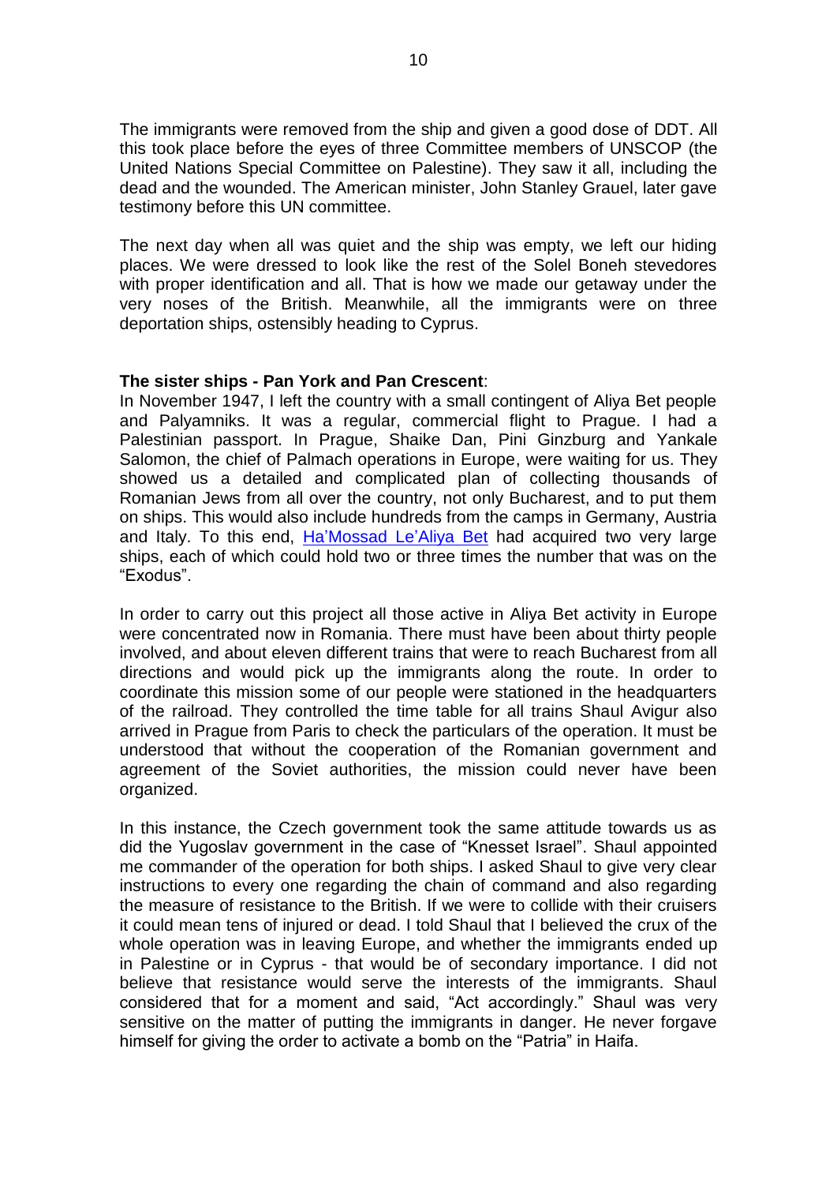The immigrants were removed from the ship and given a good dose of DDT. All this took place before the eyes of three Committee members of UNSCOP (the United Nations Special Committee on Palestine). They saw it all, including the dead and the wounded. The American minister, John Stanley Grauel, later gave testimony before this UN committee.

The next day when all was quiet and the ship was empty, we left our hiding places. We were dressed to look like the rest of the Solel Boneh stevedores with proper identification and all. That is how we made our getaway under the very noses of the British. Meanwhile, all the immigrants were on three deportation ships, ostensibly heading to Cyprus.

**The sister ships - Pan York and Pan Crescent**:

In November 1947, I left the country with a small contingent of Aliya Bet people and Palyamniks. It was a regular, commercial flight to Prague. I had a Palestinian passport. In Prague, Shaike Dan, Pini Ginzburg and Yankale Salomon, the chief of Palmach operations in Europe, were waiting for us. They showed us a detailed and complicated plan of collecting thousands of Romanian Jews from all over the country, not only Bucharest, and to put them on ships. This would also include hundreds from the camps in Germany, Austria and Italy. To this end, [Ha'Mossad Le'Aliya Bet] had acquired two very large ships, each of which could hold two or three times the number that was on the "Exodus".

In order to carry out this project all those active in Aliya Bet activity in Europe were concentrated now in Romania. There must have been about thirty people involved, and about eleven different trains that were to reach Bucharest from all directions and would pick up the immigrants along the route. In order to coordinate this mission some of our people were stationed in the headquarters of the railroad. They controlled the time table for all trains Shaul Avigur also arrived in Prague from Paris to check the particulars of the operation. It must be understood that without the cooperation of the Romanian government and agreement of the Soviet authorities, the mission could never have been organized.

In this instance, the Czech government took the same attitude towards us as did the Yugoslav government in the case of "Knesset Israel". Shaul appointed me commander of the operation for both ships. I asked Shaul to give very clear instructions to every one regarding the chain of command and also regarding the measure of resistance to the British. If we were to collide with their cruisers it could mean tens of injured or dead. I told Shaul that I believed the crux of the whole operation was in leaving Europe, and whether the immigrants ended up in Palestine or in Cyprus - that would be of secondary importance. I did not believe that resistance would serve the interests of the immigrants. Shaul considered that for a moment and said, "Act accordingly." Shaul was very sensitive on the matter of putting the immigrants in danger. He never forgave himself for giving the order to activate a bomb on the "Patria" in Haifa.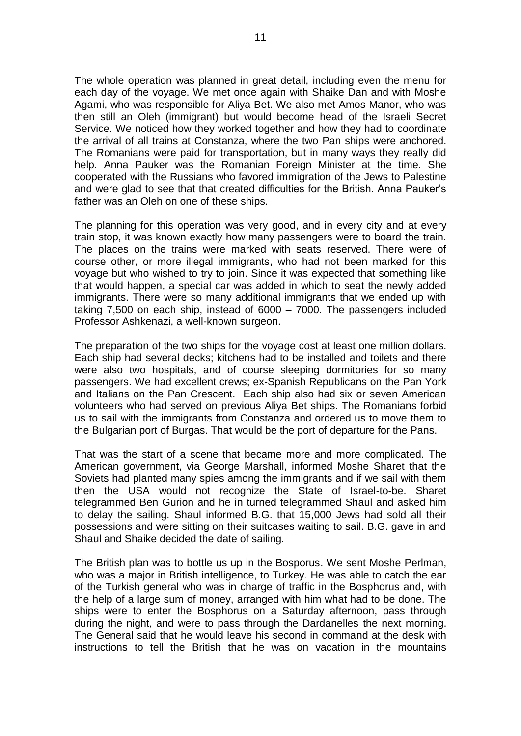The whole operation was planned in great detail, including even the menu for each day of the voyage. We met once again with Shaike Dan and with Moshe Agami, who was responsible for Aliya Bet. We also met Amos Manor, who was then still an Oleh (immigrant) but would become head of the Israeli Secret Service. We noticed how they worked together and how they had to coordinate the arrival of all trains at Constanza, where the two Pan ships were anchored. The Romanians were paid for transportation, but in many ways they really did help. Anna Pauker was the Romanian Foreign Minister at the time. She cooperated with the Russians who favored immigration of the Jews to Palestine and were glad to see that that created difficulties for the British. Anna Pauker's father was an Oleh on one of these ships.

The planning for this operation was very good, and in every city and at every train stop, it was known exactly how many passengers were to board the train. The places on the trains were marked with seats reserved. There were of course other, or more illegal immigrants, who had not been marked for this voyage but who wished to try to join. Since it was expected that something like that would happen, a special car was added in which to seat the newly added immigrants. There were so many additional immigrants that we ended up with taking 7,500 on each ship, instead of 6000 – 7000. The passengers included Professor Ashkenazi, a well-known surgeon.

The preparation of the two ships for the voyage cost at least one million dollars. Each ship had several decks; kitchens had to be installed and toilets and there were also two hospitals, and of course sleeping dormitories for so many passengers. We had excellent crews; ex-Spanish Republicans on the Pan York and Italians on the Pan Crescent. Each ship also had six or seven American volunteers who had served on previous Aliya Bet ships. The Romanians forbid us to sail with the immigrants from Constanza and ordered us to move them to the Bulgarian port of Burgas. That would be the port of departure for the Pans.

That was the start of a scene that became more and more complicated. The American government, via George Marshall, informed Moshe Sharet that the Soviets had planted many spies among the immigrants and if we sail with them then the USA would not recognize the State of Israel-to-be. Sharet telegrammed Ben Gurion and he in turned telegrammed Shaul and asked him to delay the sailing. Shaul informed B.G. that 15,000 Jews had sold all their possessions and were sitting on their suitcases waiting to sail. B.G. gave in and Shaul and Shaike decided the date of sailing.

The British plan was to bottle us up in the Bosporus. We sent Moshe Perlman, who was a major in British intelligence, to Turkey. He was able to catch the ear of the Turkish general who was in charge of traffic in the Bosphorus and, with the help of a large sum of money, arranged with him what had to be done. The ships were to enter the Bosphorus on a Saturday afternoon, pass through during the night, and were to pass through the Dardanelles the next morning. The General said that he would leave his second in command at the desk with instructions to tell the British that he was on vacation in the mountains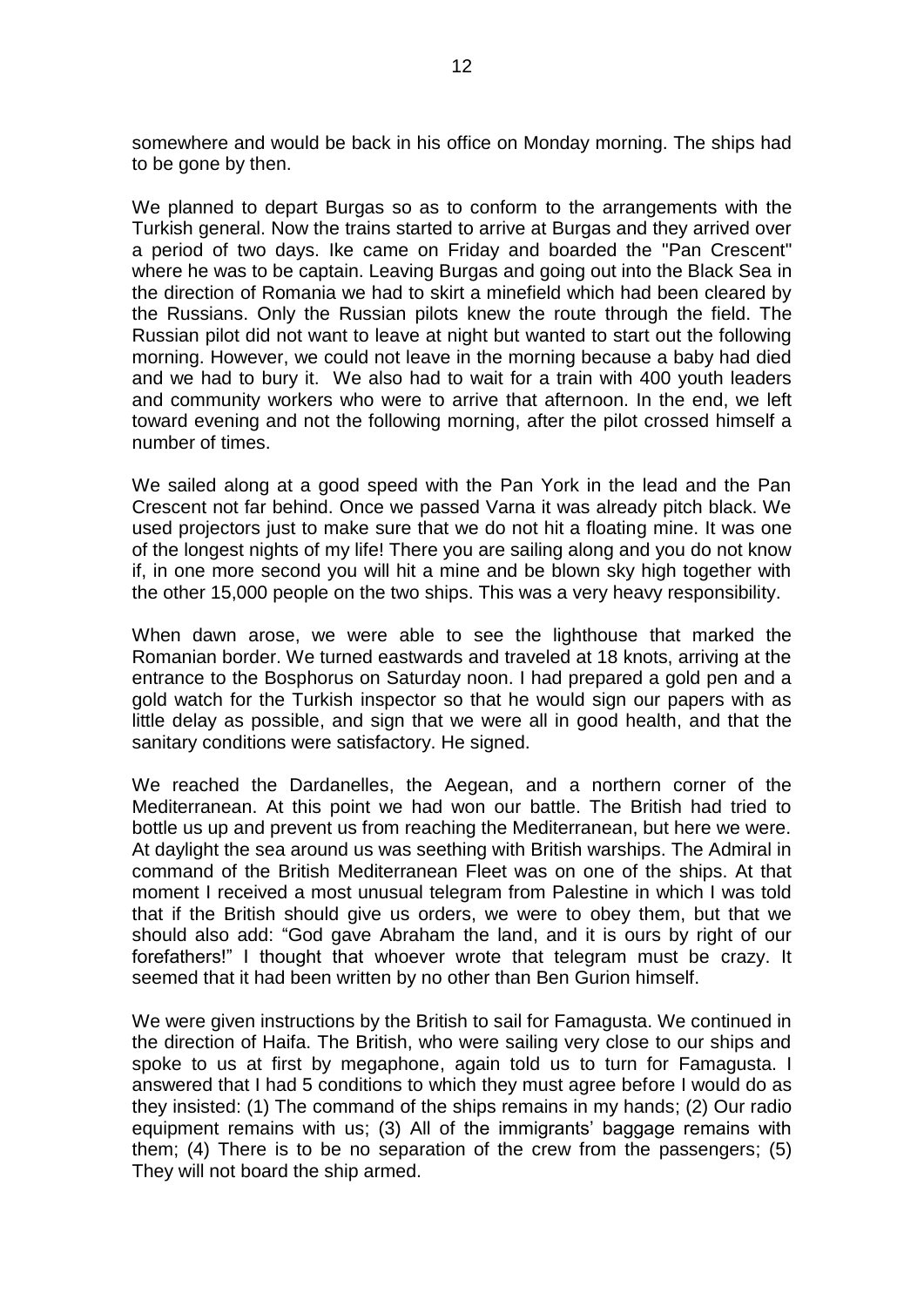somewhere and would be back in his office on Monday morning. The ships had to be gone by then.

We planned to depart Burgas so as to conform to the arrangements with the Turkish general. Now the trains started to arrive at Burgas and they arrived over a period of two days. Ike came on Friday and boarded the "Pan Crescent" where he was to be captain. Leaving Burgas and going out into the Black Sea in the direction of Romania we had to skirt a minefield which had been cleared by the Russians. Only the Russian pilots knew the route through the field. The Russian pilot did not want to leave at night but wanted to start out the following morning. However, we could not leave in the morning because a baby had died and we had to bury it. We also had to wait for a train with 400 youth leaders and community workers who were to arrive that afternoon. In the end, we left toward evening and not the following morning, after the pilot crossed himself a number of times.

We sailed along at a good speed with the Pan York in the lead and the Pan Crescent not far behind. Once we passed Varna it was already pitch black. We used projectors just to make sure that we do not hit a floating mine. It was one of the longest nights of my life! There you are sailing along and you do not know if, in one more second you will hit a mine and be blown sky high together with the other 15,000 people on the two ships. This was a very heavy responsibility.

When dawn arose, we were able to see the lighthouse that marked the Romanian border. We turned eastwards and traveled at 18 knots, arriving at the entrance to the Bosphorus on Saturday noon. I had prepared a gold pen and a gold watch for the Turkish inspector so that he would sign our papers with as little delay as possible, and sign that we were all in good health, and that the sanitary conditions were satisfactory. He signed.

We reached the Dardanelles, the Aegean, and a northern corner of the Mediterranean. At this point we had won our battle. The British had tried to bottle us up and prevent us from reaching the Mediterranean, but here we were. At daylight the sea around us was seething with British warships. The Admiral in command of the British Mediterranean Fleet was on one of the ships. At that moment I received a most unusual telegram from Palestine in which I was told that if the British should give us orders, we were to obey them, but that we should also add: "God gave Abraham the land, and it is ours by right of our forefathers!" I thought that whoever wrote that telegram must be crazy. It seemed that it had been written by no other than Ben Gurion himself.

We were given instructions by the British to sail for Famagusta. We continued in the direction of Haifa. The British, who were sailing very close to our ships and spoke to us at first by megaphone, again told us to turn for Famagusta. I answered that I had 5 conditions to which they must agree before I would do as they insisted: (1) The command of the ships remains in my hands; (2) Our radio equipment remains with us; (3) All of the immigrants' baggage remains with them; (4) There is to be no separation of the crew from the passengers; (5) They will not board the ship armed.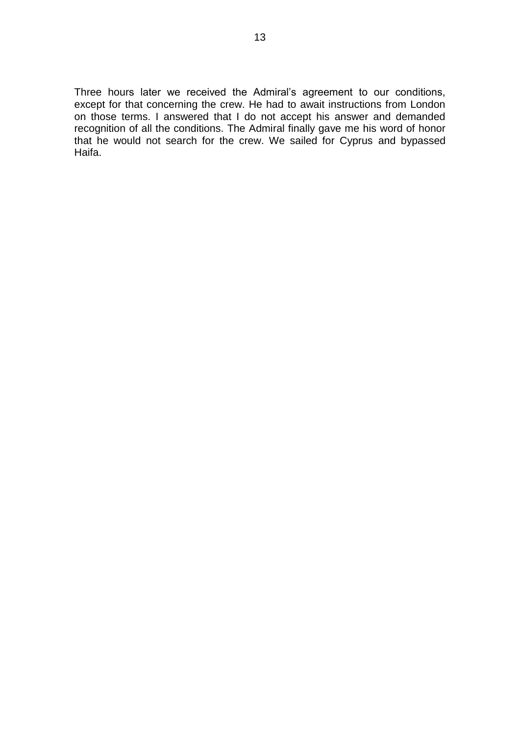Three hours later we received the Admiral’s agreement to our conditions, except for that concerning the crew. He had to await instructions from London on those terms. I answered that I do not accept his answer and demanded recognition of all the conditions. The Admiral finally gave me his word of honor that he would not search for the crew. We sailed for Cyprus and bypassed Haifa.